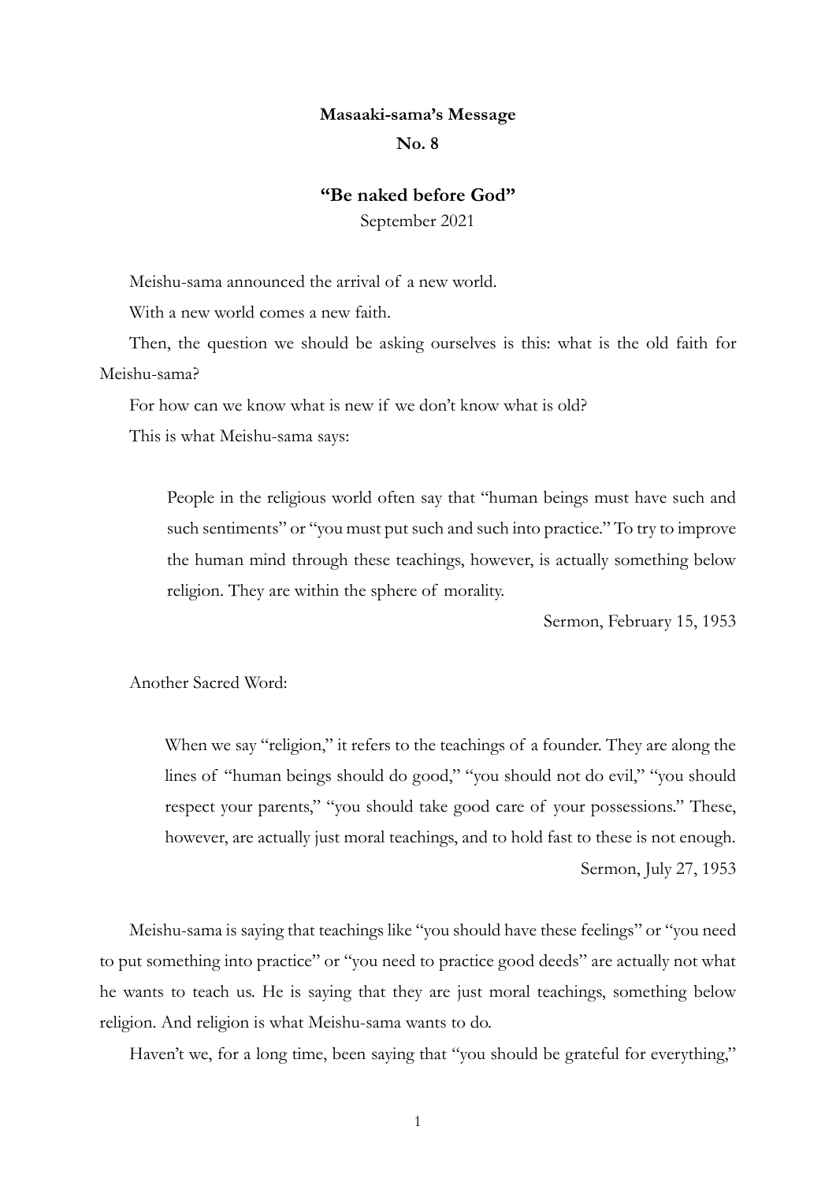**Masaaki-sama's Message**

**No. 8**

# "Be naked before God"

September 2021

Meishu-sama announced the arrival of a new world.

With a new world comes a new faith.

Then, the question we should be asking ourselves is this: what is the old faith for Meishu-sama?

For how can we know what is new if we don't know what is old?

This is what Meishu-sama says:

> People in the religious world often say that "human beings must have such and such sentiments" or "you must put such and such into practice." To try to improve the human mind through these teachings, however, is actually something below religion. They are within the sphere of morality.
>
> Sermon, February 15, 1953

Another Sacred Word:

> When we say "religion," it refers to the teachings of a founder. They are along the lines of "human beings should do good," "you should not do evil," "you should respect your parents," "you should take good care of your possessions." These, however, are actually just moral teachings, and to hold fast to these is not enough.
>
> Sermon, July 27, 1953

Meishu-sama is saying that teachings like "you should have these feelings" or "you need to put something into practice" or "you need to practice good deeds" are actually not what he wants to teach us. He is saying that they are just moral teachings, something below religion. And religion is what Meishu-sama wants to do.

Haven't we, for a long time, been saying that "you should be grateful for everything,"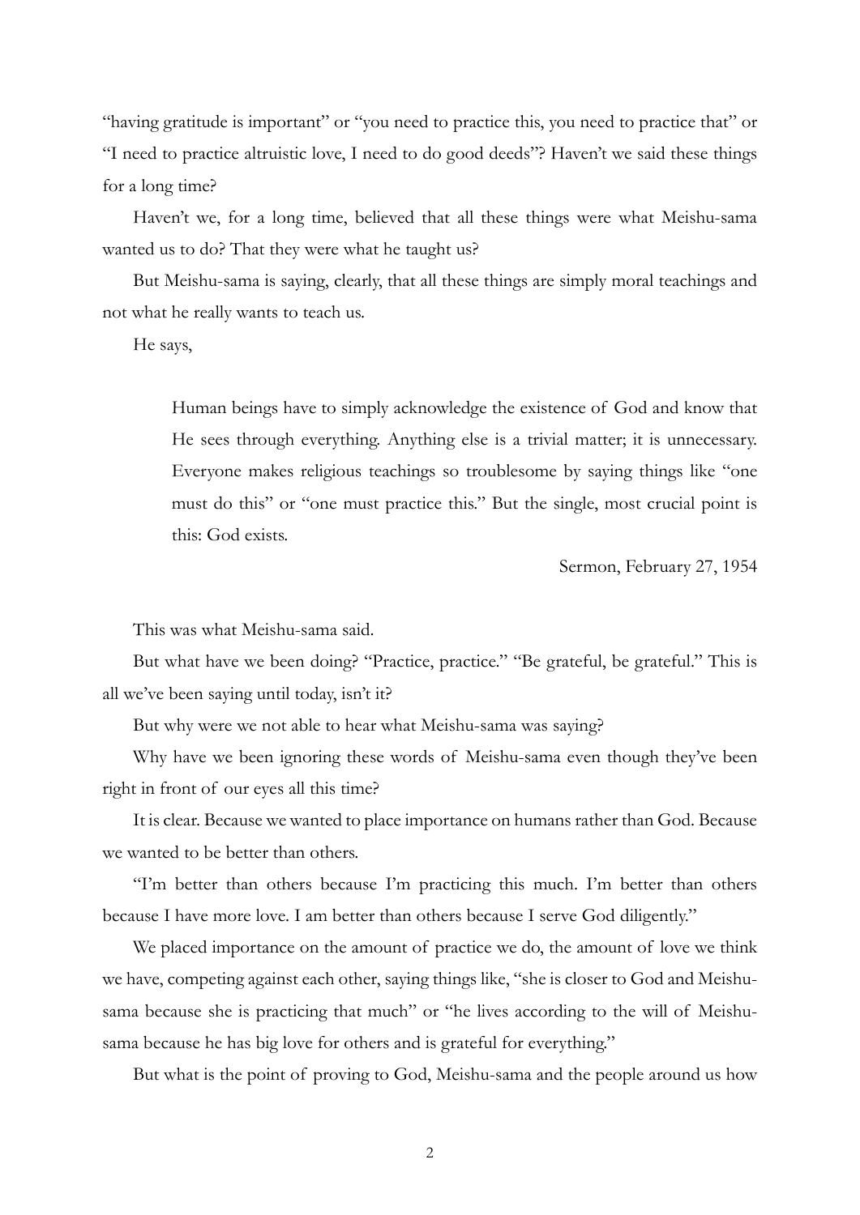"having gratitude is important" or "you need to practice this, you need to practice that" or "I need to practice altruistic love, I need to do good deeds"? Haven't we said these things for a long time?

Haven't we, for a long time, believed that all these things were what Meishu-sama wanted us to do? That they were what he taught us?

But Meishu-sama is saying, clearly, that all these things are simply moral teachings and not what he really wants to teach us.

He says,

> Human beings have to simply acknowledge the existence of God and know that He sees through everything. Anything else is a trivial matter; it is unnecessary. Everyone makes religious teachings so troublesome by saying things like "one must do this" or "one must practice this." But the single, most crucial point is this: God exists.
>
> Sermon, February 27, 1954

This was what Meishu-sama said.

But what have we been doing? "Practice, practice." "Be grateful, be grateful." This is all we've been saying until today, isn't it?

But why were we not able to hear what Meishu-sama was saying?

Why have we been ignoring these words of Meishu-sama even though they've been right in front of our eyes all this time?

It is clear. Because we wanted to place importance on humans rather than God. Because we wanted to be better than others.

"I'm better than others because I'm practicing this much. I'm better than others because I have more love. I am better than others because I serve God diligently."

We placed importance on the amount of practice we do, the amount of love we think we have, competing against each other, saying things like, "she is closer to God and Meishu-sama because she is practicing that much" or "he lives according to the will of Meishu-sama because he has big love for others and is grateful for everything."

But what is the point of proving to God, Meishu-sama and the people around us how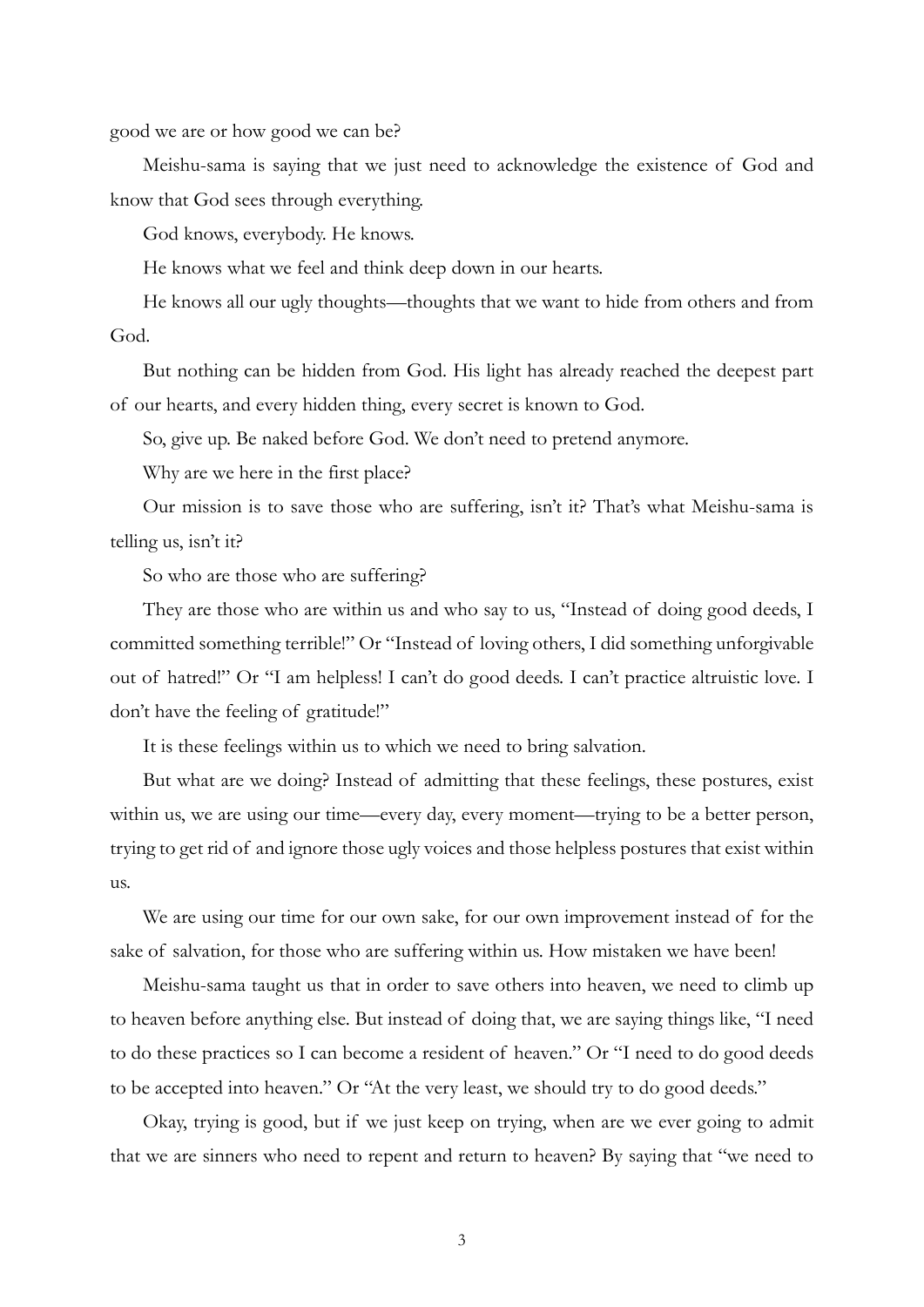good we are or how good we can be?

Meishu-sama is saying that we just need to acknowledge the existence of God and know that God sees through everything.

God knows, everybody. He knows.

He knows what we feel and think deep down in our hearts.

He knows all our ugly thoughts—thoughts that we want to hide from others and from God.

But nothing can be hidden from God. His light has already reached the deepest part of our hearts, and every hidden thing, every secret is known to God.

So, give up. Be naked before God. We don't need to pretend anymore.

Why are we here in the first place?

Our mission is to save those who are suffering, isn't it? That's what Meishu-sama is telling us, isn't it?

So who are those who are suffering?

They are those who are within us and who say to us, "Instead of doing good deeds, I committed something terrible!" Or "Instead of loving others, I did something unforgivable out of hatred!" Or "I am helpless! I can't do good deeds. I can't practice altruistic love. I don't have the feeling of gratitude!"

It is these feelings within us to which we need to bring salvation.

But what are we doing? Instead of admitting that these feelings, these postures, exist within us, we are using our time—every day, every moment—trying to be a better person, trying to get rid of and ignore those ugly voices and those helpless postures that exist within us.

We are using our time for our own sake, for our own improvement instead of for the sake of salvation, for those who are suffering within us. How mistaken we have been!

Meishu-sama taught us that in order to save others into heaven, we need to climb up to heaven before anything else. But instead of doing that, we are saying things like, "I need to do these practices so I can become a resident of heaven." Or "I need to do good deeds to be accepted into heaven." Or "At the very least, we should try to do good deeds."

Okay, trying is good, but if we just keep on trying, when are we ever going to admit that we are sinners who need to repent and return to heaven? By saying that "we need to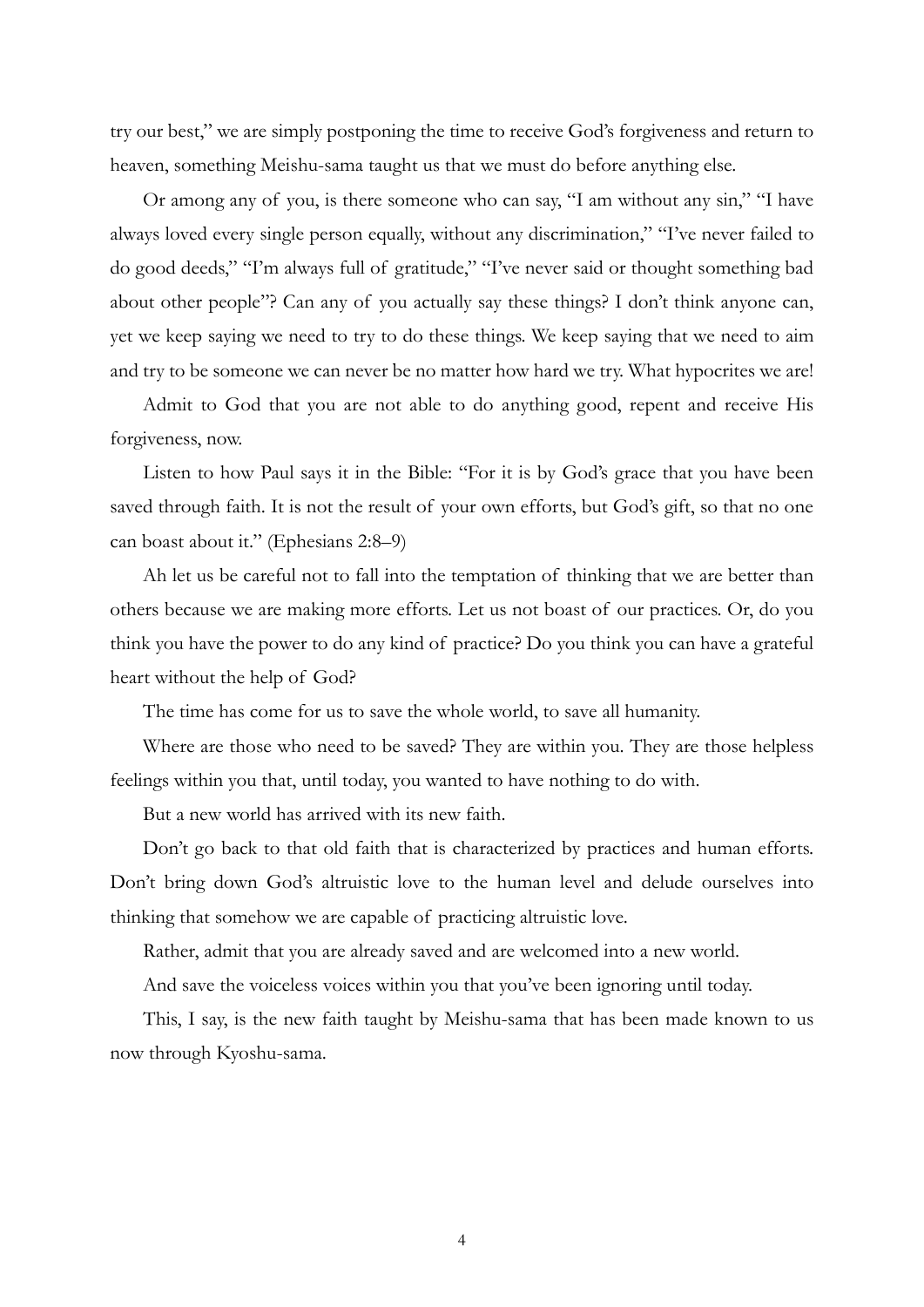try our best," we are simply postponing the time to receive God's forgiveness and return to heaven, something Meishu-sama taught us that we must do before anything else.

Or among any of you, is there someone who can say, "I am without any sin," "I have always loved every single person equally, without any discrimination," "I've never failed to do good deeds," "I'm always full of gratitude," "I've never said or thought something bad about other people"? Can any of you actually say these things? I don't think anyone can, yet we keep saying we need to try to do these things. We keep saying that we need to aim and try to be someone we can never be no matter how hard we try. What hypocrites we are!

Admit to God that you are not able to do anything good, repent and receive His forgiveness, now.

Listen to how Paul says it in the Bible: "For it is by God's grace that you have been saved through faith. It is not the result of your own efforts, but God's gift, so that no one can boast about it." (Ephesians 2:8–9)

Ah let us be careful not to fall into the temptation of thinking that we are better than others because we are making more efforts. Let us not boast of our practices. Or, do you think you have the power to do any kind of practice? Do you think you can have a grateful heart without the help of God?

The time has come for us to save the whole world, to save all humanity.

Where are those who need to be saved? They are within you. They are those helpless feelings within you that, until today, you wanted to have nothing to do with.

But a new world has arrived with its new faith.

Don't go back to that old faith that is characterized by practices and human efforts. Don't bring down God's altruistic love to the human level and delude ourselves into thinking that somehow we are capable of practicing altruistic love.

Rather, admit that you are already saved and are welcomed into a new world.

And save the voiceless voices within you that you've been ignoring until today.

This, I say, is the new faith taught by Meishu-sama that has been made known to us now through Kyoshu-sama.